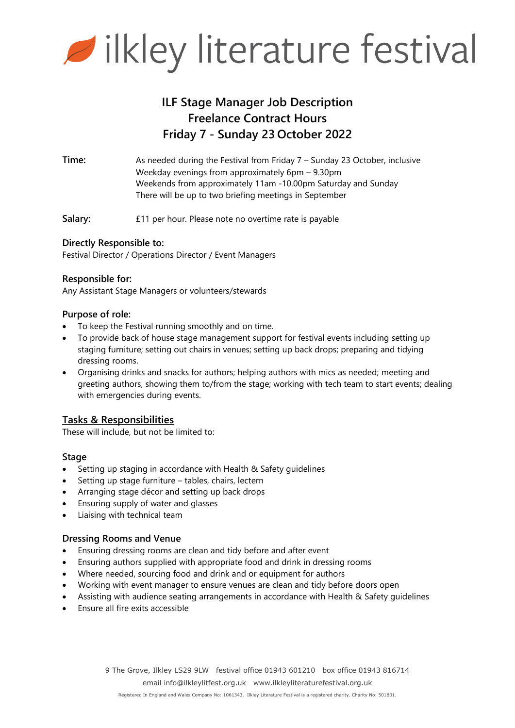# ilkley literature festival

## ILF Stage Manager Job Description
## Freelance Contract Hours
## Friday 7 - Sunday 23 October 2022

**Time:** As needed during the Festival from Friday 7 – Sunday 23 October, inclusive
Weekday evenings from approximately 6pm – 9.30pm
Weekends from approximately 11am -10.00pm Saturday and Sunday
There will be up to two briefing meetings in September

**Salary:** £11 per hour. Please note no overtime rate is payable

### Directly Responsible to:
Festival Director / Operations Director / Event Managers

### Responsible for:
Any Assistant Stage Managers or volunteers/stewards

### Purpose of role:
- To keep the Festival running smoothly and on time.
- To provide back of house stage management support for festival events including setting up staging furniture; setting out chairs in venues; setting up back drops; preparing and tidying dressing rooms.
- Organising drinks and snacks for authors; helping authors with mics as needed; meeting and greeting authors, showing them to/from the stage; working with tech team to start events; dealing with emergencies during events.

### Tasks & Responsibilities
These will include, but not be limited to:

#### Stage
- Setting up staging in accordance with Health & Safety guidelines
- Setting up stage furniture – tables, chairs, lectern
- Arranging stage décor and setting up back drops
- Ensuring supply of water and glasses
- Liaising with technical team

#### Dressing Rooms and Venue
- Ensuring dressing rooms are clean and tidy before and after event
- Ensuring authors supplied with appropriate food and drink in dressing rooms
- Where needed, sourcing food and drink and or equipment for authors
- Working with event manager to ensure venues are clean and tidy before doors open
- Assisting with audience seating arrangements in accordance with Health & Safety guidelines
- Ensure all fire exits accessible

9 The Grove, Ilkley LS29 9LW festival office 01943 601210 box office 01943 816714
email info@ilkleylitfest.org.uk www.ilkleyliteraturefestival.org.uk
Registered In England and Wales Company No: 1061343. Ilkley Literature Festival is a registered charity. Charity No: 501801.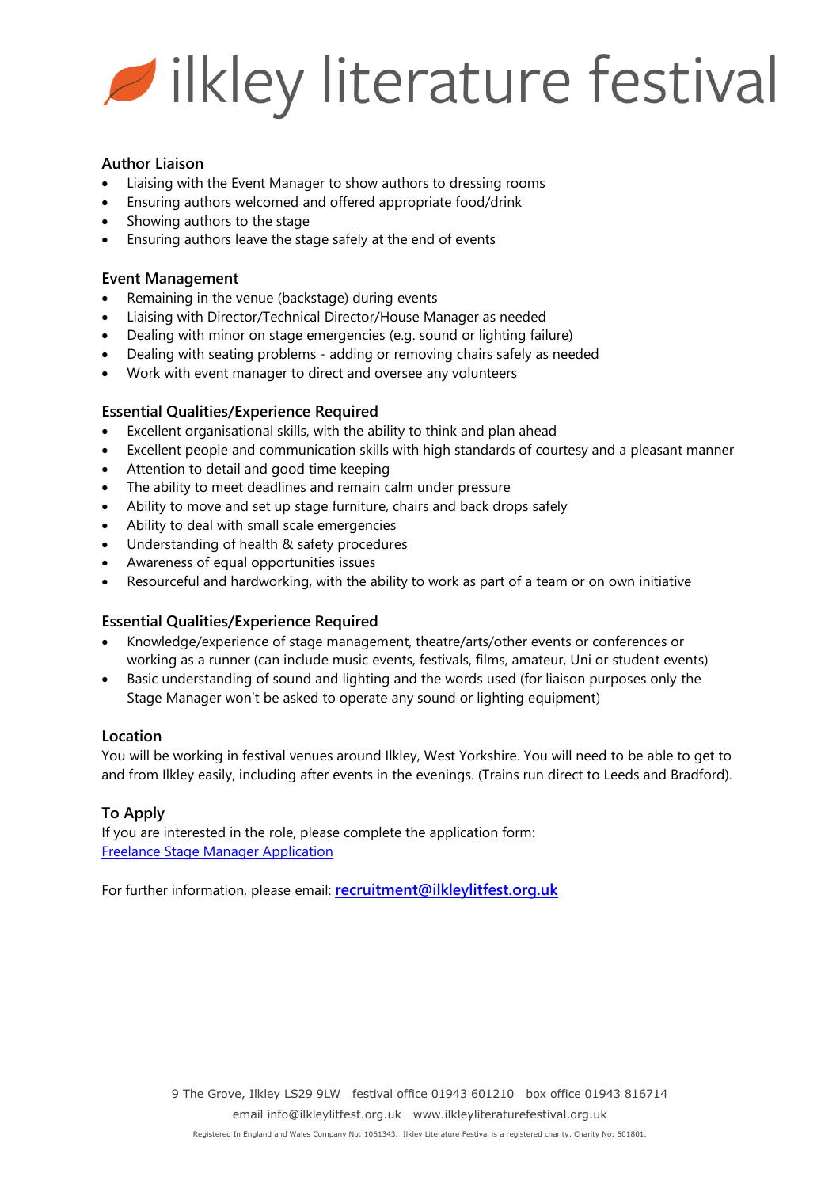# ilkley literature festival

## Author Liaison

- Liaising with the Event Manager to show authors to dressing rooms
- Ensuring authors welcomed and offered appropriate food/drink
- Showing authors to the stage
- Ensuring authors leave the stage safely at the end of events

## Event Management

- Remaining in the venue (backstage) during events
- Liaising with Director/Technical Director/House Manager as needed
- Dealing with minor on stage emergencies (e.g. sound or lighting failure)
- Dealing with seating problems - adding or removing chairs safely as needed
- Work with event manager to direct and oversee any volunteers

## Essential Qualities/Experience Required

- Excellent organisational skills, with the ability to think and plan ahead
- Excellent people and communication skills with high standards of courtesy and a pleasant manner
- Attention to detail and good time keeping
- The ability to meet deadlines and remain calm under pressure
- Ability to move and set up stage furniture, chairs and back drops safely
- Ability to deal with small scale emergencies
- Understanding of health & safety procedures
- Awareness of equal opportunities issues
- Resourceful and hardworking, with the ability to work as part of a team or on own initiative

## Essential Qualities/Experience Required

- Knowledge/experience of stage management, theatre/arts/other events or conferences or working as a runner (can include music events, festivals, films, amateur, Uni or student events)
- Basic understanding of sound and lighting and the words used (for liaison purposes only the Stage Manager won't be asked to operate any sound or lighting equipment)

## Location

You will be working in festival venues around Ilkley, West Yorkshire. You will need to be able to get to and from Ilkley easily, including after events in the evenings. (Trains run direct to Leeds and Bradford).

## To Apply

If you are interested in the role, please complete the application form:
Freelance Stage Manager Application

For further information, please email: **recruitment@ilkleylitfest.org.uk**

9 The Grove, Ilkley LS29 9LW festival office 01943 601210 box office 01943 816714
email info@ilkleylitfest.org.uk www.ilkleyliteraturefestival.org.uk
Registered In England and Wales Company No: 1061343. Ilkley Literature Festival is a registered charity. Charity No: 501801.